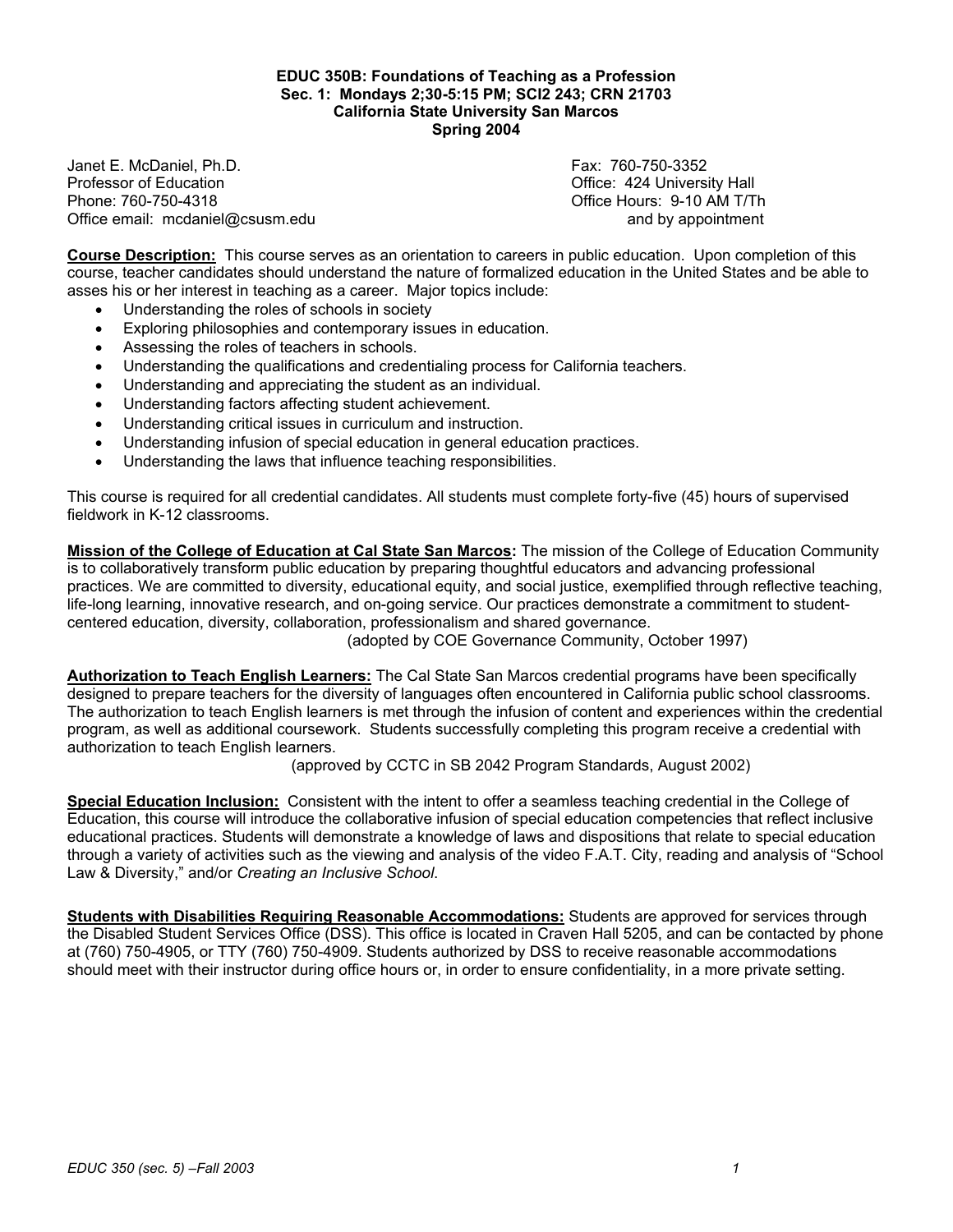**EDUC 350B: Foundations of Teaching as a Profession**
**Sec. 1: Mondays 2;30-5:15 PM; SCI2 243; CRN 21703**
**California State University San Marcos**
**Spring 2004**

Janet E. McDaniel, Ph.D.
Professor of Education
Phone: 760-750-4318
Office email: mcdaniel@csusm.edu

Fax: 760-750-3352
Office: 424 University Hall
Office Hours: 9-10 AM T/Th
and by appointment

**Course Description:** This course serves as an orientation to careers in public education. Upon completion of this course, teacher candidates should understand the nature of formalized education in the United States and be able to asses his or her interest in teaching as a career. Major topics include:

- Understanding the roles of schools in society
- Exploring philosophies and contemporary issues in education.
- Assessing the roles of teachers in schools.
- Understanding the qualifications and credentialing process for California teachers.
- Understanding and appreciating the student as an individual.
- Understanding factors affecting student achievement.
- Understanding critical issues in curriculum and instruction.
- Understanding infusion of special education in general education practices.
- Understanding the laws that influence teaching responsibilities.

This course is required for all credential candidates. All students must complete forty-five (45) hours of supervised fieldwork in K-12 classrooms.

**Mission of the College of Education at Cal State San Marcos:** The mission of the College of Education Community is to collaboratively transform public education by preparing thoughtful educators and advancing professional practices. We are committed to diversity, educational equity, and social justice, exemplified through reflective teaching, life-long learning, innovative research, and on-going service. Our practices demonstrate a commitment to student-centered education, diversity, collaboration, professionalism and shared governance.
(adopted by COE Governance Community, October 1997)

**Authorization to Teach English Learners:** The Cal State San Marcos credential programs have been specifically designed to prepare teachers for the diversity of languages often encountered in California public school classrooms. The authorization to teach English learners is met through the infusion of content and experiences within the credential program, as well as additional coursework. Students successfully completing this program receive a credential with authorization to teach English learners.
(approved by CCTC in SB 2042 Program Standards, August 2002)

**Special Education Inclusion:** Consistent with the intent to offer a seamless teaching credential in the College of Education, this course will introduce the collaborative infusion of special education competencies that reflect inclusive educational practices. Students will demonstrate a knowledge of laws and dispositions that relate to special education through a variety of activities such as the viewing and analysis of the video F.A.T. City, reading and analysis of "School Law & Diversity," and/or *Creating an Inclusive School*.

**Students with Disabilities Requiring Reasonable Accommodations:** Students are approved for services through the Disabled Student Services Office (DSS). This office is located in Craven Hall 5205, and can be contacted by phone at (760) 750-4905, or TTY (760) 750-4909. Students authorized by DSS to receive reasonable accommodations should meet with their instructor during office hours or, in order to ensure confidentiality, in a more private setting.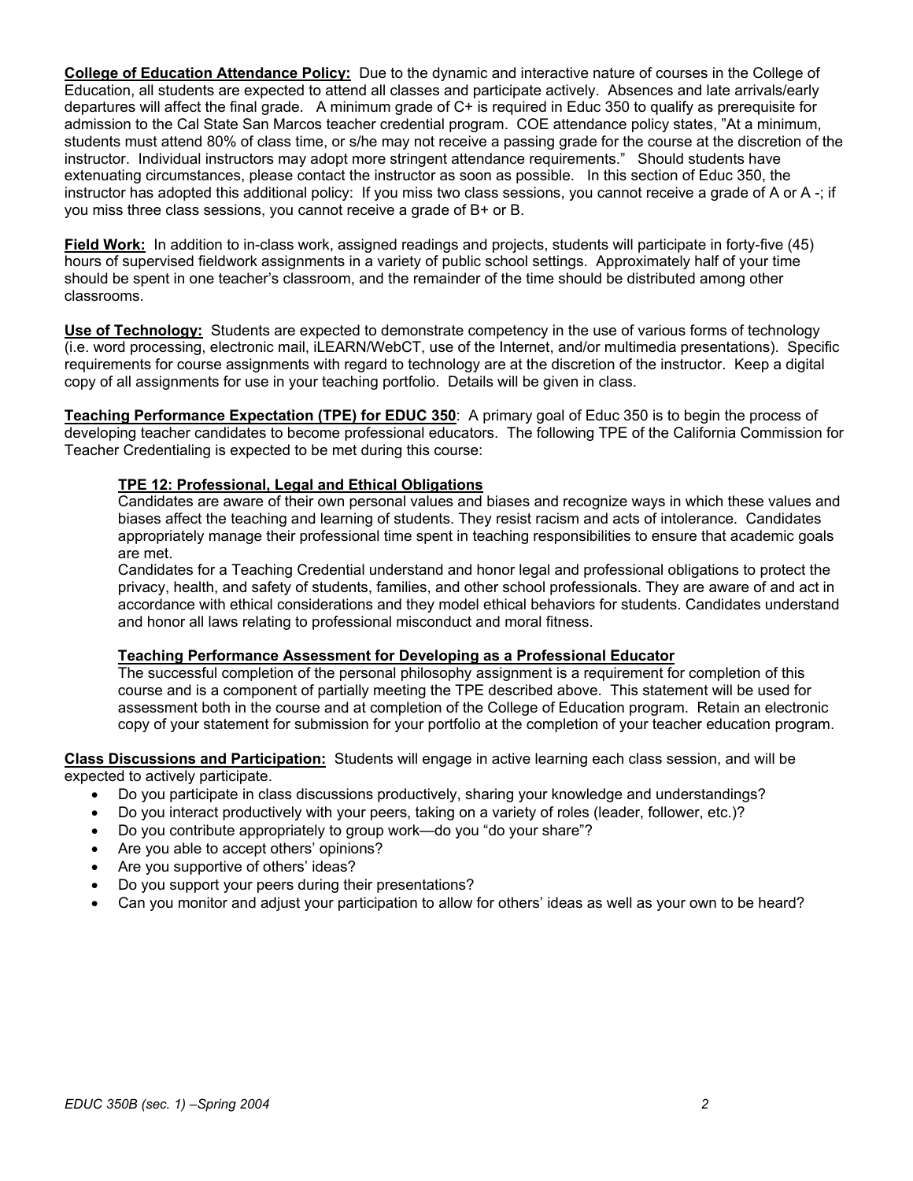**College of Education Attendance Policy:** Due to the dynamic and interactive nature of courses in the College of Education, all students are expected to attend all classes and participate actively. Absences and late arrivals/early departures will affect the final grade. A minimum grade of C+ is required in Educ 350 to qualify as prerequisite for admission to the Cal State San Marcos teacher credential program. COE attendance policy states, "At a minimum, students must attend 80% of class time, or s/he may not receive a passing grade for the course at the discretion of the instructor. Individual instructors may adopt more stringent attendance requirements." Should students have extenuating circumstances, please contact the instructor as soon as possible. In this section of Educ 350, the instructor has adopted this additional policy: If you miss two class sessions, you cannot receive a grade of A or A -; if you miss three class sessions, you cannot receive a grade of B+ or B.

**Field Work:** In addition to in-class work, assigned readings and projects, students will participate in forty-five (45) hours of supervised fieldwork assignments in a variety of public school settings. Approximately half of your time should be spent in one teacher's classroom, and the remainder of the time should be distributed among other classrooms.

**Use of Technology:** Students are expected to demonstrate competency in the use of various forms of technology (i.e. word processing, electronic mail, iLEARN/WebCT, use of the Internet, and/or multimedia presentations). Specific requirements for course assignments with regard to technology are at the discretion of the instructor. Keep a digital copy of all assignments for use in your teaching portfolio. Details will be given in class.

**Teaching Performance Expectation (TPE) for EDUC 350**: A primary goal of Educ 350 is to begin the process of developing teacher candidates to become professional educators. The following TPE of the California Commission for Teacher Credentialing is expected to be met during this course:

> **TPE 12: Professional, Legal and Ethical Obligations**
>
> Candidates are aware of their own personal values and biases and recognize ways in which these values and biases affect the teaching and learning of students. They resist racism and acts of intolerance. Candidates appropriately manage their professional time spent in teaching responsibilities to ensure that academic goals are met.
>
> Candidates for a Teaching Credential understand and honor legal and professional obligations to protect the privacy, health, and safety of students, families, and other school professionals. They are aware of and act in accordance with ethical considerations and they model ethical behaviors for students. Candidates understand and honor all laws relating to professional misconduct and moral fitness.
>
> **Teaching Performance Assessment for Developing as a Professional Educator**
>
> The successful completion of the personal philosophy assignment is a requirement for completion of this course and is a component of partially meeting the TPE described above. This statement will be used for assessment both in the course and at completion of the College of Education program. Retain an electronic copy of your statement for submission for your portfolio at the completion of your teacher education program.

**Class Discussions and Participation:** Students will engage in active learning each class session, and will be expected to actively participate.

- Do you participate in class discussions productively, sharing your knowledge and understandings?
- Do you interact productively with your peers, taking on a variety of roles (leader, follower, etc.)?
- Do you contribute appropriately to group work—do you "do your share"?
- Are you able to accept others' opinions?
- Are you supportive of others' ideas?
- Do you support your peers during their presentations?
- Can you monitor and adjust your participation to allow for others' ideas as well as your own to be heard?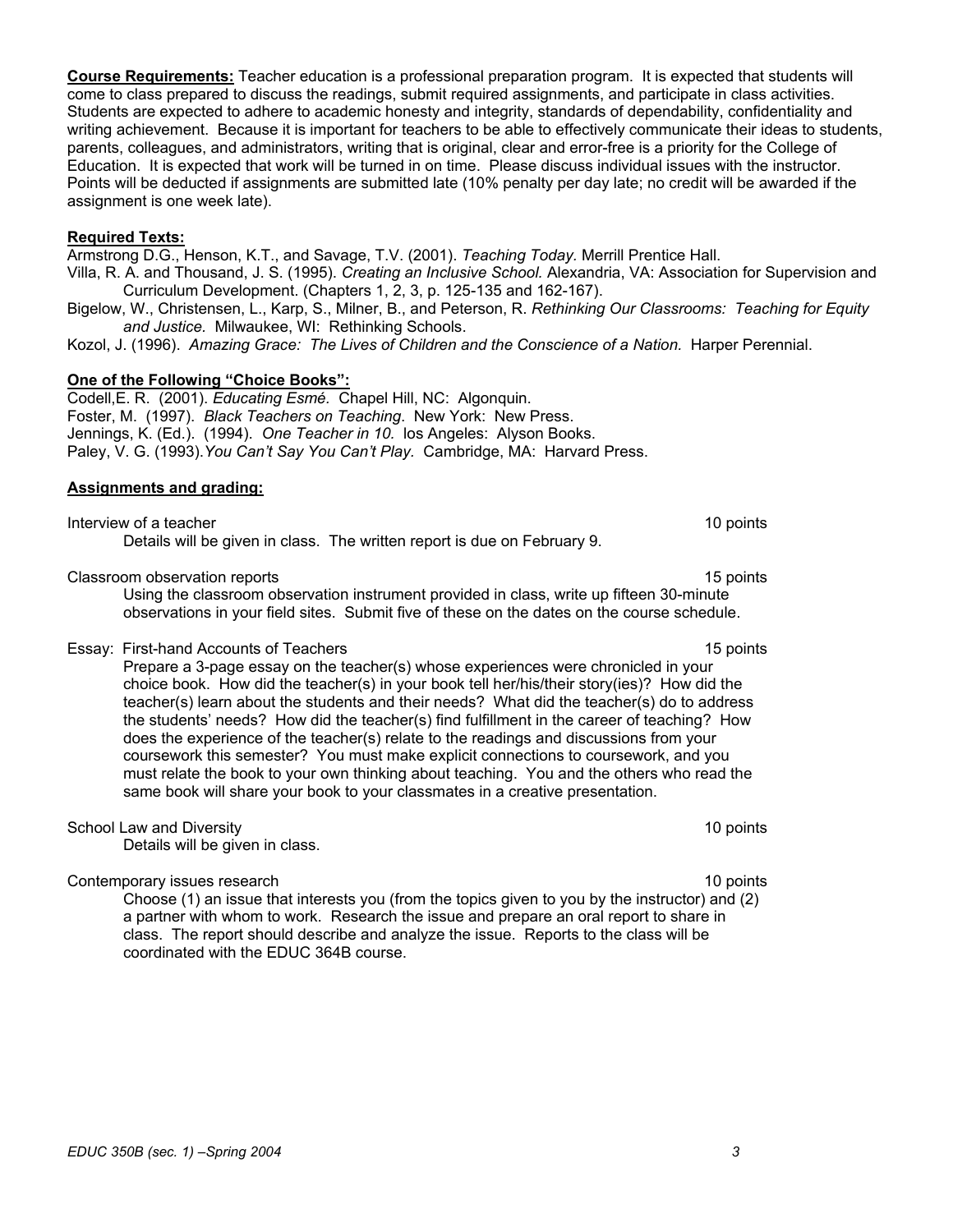**Course Requirements:** Teacher education is a professional preparation program. It is expected that students will come to class prepared to discuss the readings, submit required assignments, and participate in class activities. Students are expected to adhere to academic honesty and integrity, standards of dependability, confidentiality and writing achievement. Because it is important for teachers to be able to effectively communicate their ideas to students, parents, colleagues, and administrators, writing that is original, clear and error-free is a priority for the College of Education. It is expected that work will be turned in on time. Please discuss individual issues with the instructor. Points will be deducted if assignments are submitted late (10% penalty per day late; no credit will be awarded if the assignment is one week late).

**Required Texts:**

Armstrong D.G., Henson, K.T., and Savage, T.V. (2001). *Teaching Today.* Merrill Prentice Hall.

Villa, R. A. and Thousand, J. S. (1995). *Creating an Inclusive School.* Alexandria, VA: Association for Supervision and Curriculum Development. (Chapters 1, 2, 3, p. 125-135 and 162-167).

Bigelow, W., Christensen, L., Karp, S., Milner, B., and Peterson, R. *Rethinking Our Classrooms: Teaching for Equity and Justice.* Milwaukee, WI: Rethinking Schools.

Kozol, J. (1996). *Amazing Grace: The Lives of Children and the Conscience of a Nation.* Harper Perennial.

**One of the Following "Choice Books":**

Codell,E. R. (2001). *Educating Esmé.* Chapel Hill, NC: Algonquin.

Foster, M. (1997). *Black Teachers on Teaching.* New York: New Press.

Jennings, K. (Ed.). (1994). *One Teacher in 10.* los Angeles: Alyson Books.

Paley, V. G. (1993).*You Can't Say You Can't Play.* Cambridge, MA: Harvard Press.

**Assignments and grading:**

Interview of a teacher — 10 points

Details will be given in class. The written report is due on February 9.

Classroom observation reports — 15 points

Using the classroom observation instrument provided in class, write up fifteen 30-minute observations in your field sites. Submit five of these on the dates on the course schedule.

Essay: First-hand Accounts of Teachers — 15 points

Prepare a 3-page essay on the teacher(s) whose experiences were chronicled in your choice book. How did the teacher(s) in your book tell her/his/their story(ies)? How did the teacher(s) learn about the students and their needs? What did the teacher(s) do to address the students' needs? How did the teacher(s) find fulfillment in the career of teaching? How does the experience of the teacher(s) relate to the readings and discussions from your coursework this semester? You must make explicit connections to coursework, and you must relate the book to your own thinking about teaching. You and the others who read the same book will share your book to your classmates in a creative presentation.

School Law and Diversity — 10 points

Details will be given in class.

Contemporary issues research — 10 points

Choose (1) an issue that interests you (from the topics given to you by the instructor) and (2) a partner with whom to work. Research the issue and prepare an oral report to share in class. The report should describe and analyze the issue. Reports to the class will be coordinated with the EDUC 364B course.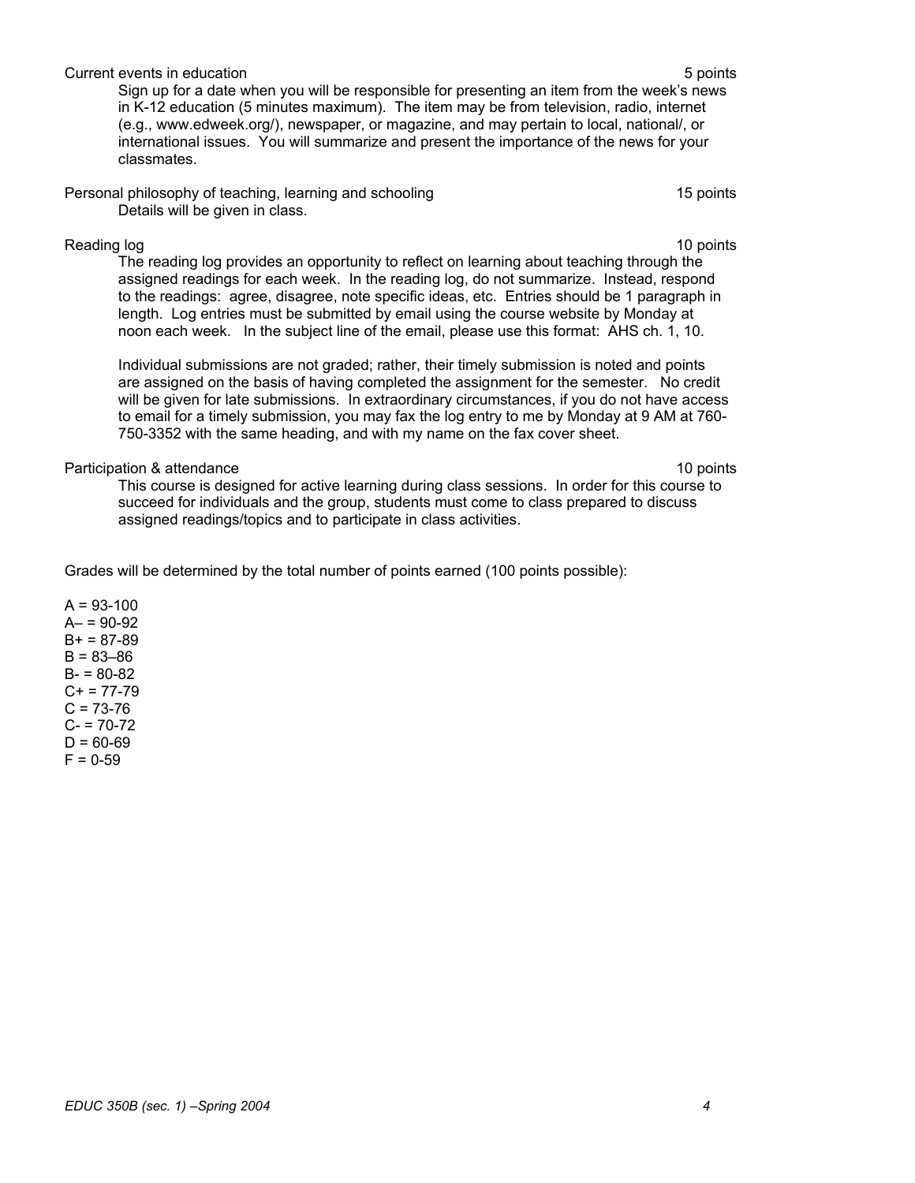Current events in education 5 points

Sign up for a date when you will be responsible for presenting an item from the week's news in K-12 education (5 minutes maximum). The item may be from television, radio, internet (e.g., www.edweek.org/), newspaper, or magazine, and may pertain to local, national/, or international issues. You will summarize and present the importance of the news for your classmates.

Personal philosophy of teaching, learning and schooling 15 points

Details will be given in class.

Reading log 10 points

The reading log provides an opportunity to reflect on learning about teaching through the assigned readings for each week. In the reading log, do not summarize. Instead, respond to the readings: agree, disagree, note specific ideas, etc. Entries should be 1 paragraph in length. Log entries must be submitted by email using the course website by Monday at noon each week. In the subject line of the email, please use this format: AHS ch. 1, 10.

Individual submissions are not graded; rather, their timely submission is noted and points are assigned on the basis of having completed the assignment for the semester. No credit will be given for late submissions. In extraordinary circumstances, if you do not have access to email for a timely submission, you may fax the log entry to me by Monday at 9 AM at 760-750-3352 with the same heading, and with my name on the fax cover sheet.

Participation & attendance 10 points

This course is designed for active learning during class sessions. In order for this course to succeed for individuals and the group, students must come to class prepared to discuss assigned readings/topics and to participate in class activities.

Grades will be determined by the total number of points earned (100 points possible):

A = 93-100
A– = 90-92
B+ = 87-89
B = 83–86
B- = 80-82
C+ = 77-79
C = 73-76
C- = 70-72
D = 60-69
F = 0-59